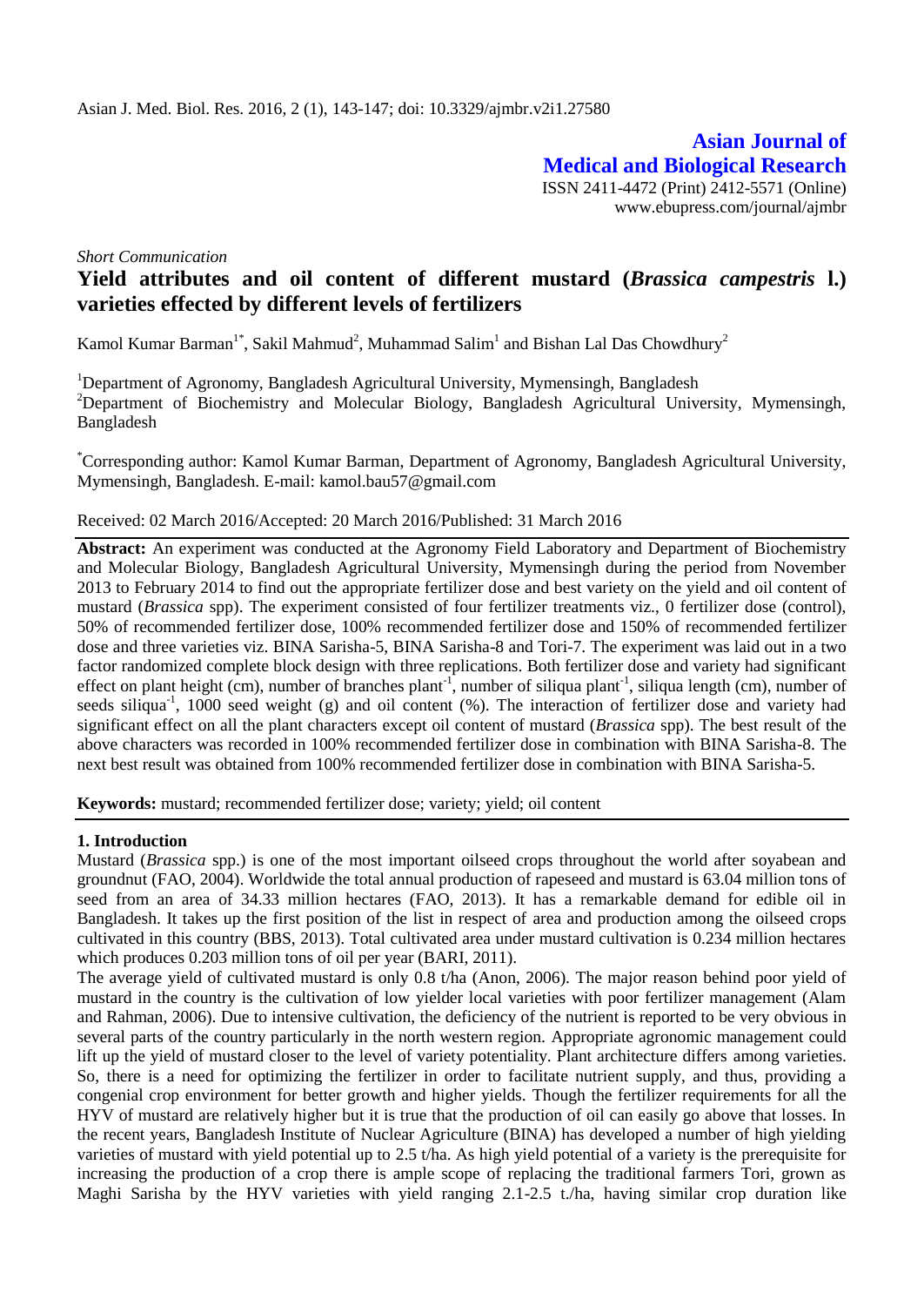Asian J. Med. Biol. Res. 2016, 2 (1), 143-147; doi: 10.3329/ajmbr.v2i1.27580

**Asian Journal of Medical and Biological Research**

ISSN 2411-4472 (Print) 2412-5571 (Online)
www.ebupress.com/journal/ajmbr

*Short Communication*

# Yield attributes and oil content of different mustard (*Brassica campestris* l.) varieties effected by different levels of fertilizers

Kamol Kumar Barman[1*], Sakil Mahmud[2], Muhammad Salim[1] and Bishan Lal Das Chowdhury[2]

[1]Department of Agronomy, Bangladesh Agricultural University, Mymensingh, Bangladesh
[2]Department of Biochemistry and Molecular Biology, Bangladesh Agricultural University, Mymensingh, Bangladesh

[*]Corresponding author: Kamol Kumar Barman, Department of Agronomy, Bangladesh Agricultural University, Mymensingh, Bangladesh. E-mail: kamol.bau57@gmail.com

Received: 02 March 2016/Accepted: 20 March 2016/Published: 31 March 2016

**Abstract:** An experiment was conducted at the Agronomy Field Laboratory and Department of Biochemistry and Molecular Biology, Bangladesh Agricultural University, Mymensingh during the period from November 2013 to February 2014 to find out the appropriate fertilizer dose and best variety on the yield and oil content of mustard (*Brassica* spp). The experiment consisted of four fertilizer treatments viz., 0 fertilizer dose (control), 50% of recommended fertilizer dose, 100% recommended fertilizer dose and 150% of recommended fertilizer dose and three varieties viz. BINA Sarisha-5, BINA Sarisha-8 and Tori-7. The experiment was laid out in a two factor randomized complete block design with three replications. Both fertilizer dose and variety had significant effect on plant height (cm), number of branches plant$^{-1}$, number of siliqua plant$^{-1}$, siliqua length (cm), number of seeds siliqua$^{-1}$, 1000 seed weight (g) and oil content (%). The interaction of fertilizer dose and variety had significant effect on all the plant characters except oil content of mustard (*Brassica* spp). The best result of the above characters was recorded in 100% recommended fertilizer dose in combination with BINA Sarisha-8. The next best result was obtained from 100% recommended fertilizer dose in combination with BINA Sarisha-5.

**Keywords:** mustard; recommended fertilizer dose; variety; yield; oil content

## 1. Introduction

Mustard (*Brassica* spp.) is one of the most important oilseed crops throughout the world after soyabean and groundnut (FAO, 2004). Worldwide the total annual production of rapeseed and mustard is 63.04 million tons of seed from an area of 34.33 million hectares (FAO, 2013). It has a remarkable demand for edible oil in Bangladesh. It takes up the first position of the list in respect of area and production among the oilseed crops cultivated in this country (BBS, 2013). Total cultivated area under mustard cultivation is 0.234 million hectares which produces 0.203 million tons of oil per year (BARI, 2011).

The average yield of cultivated mustard is only 0.8 t/ha (Anon, 2006). The major reason behind poor yield of mustard in the country is the cultivation of low yielder local varieties with poor fertilizer management (Alam and Rahman, 2006). Due to intensive cultivation, the deficiency of the nutrient is reported to be very obvious in several parts of the country particularly in the north western region. Appropriate agronomic management could lift up the yield of mustard closer to the level of variety potentiality. Plant architecture differs among varieties. So, there is a need for optimizing the fertilizer in order to facilitate nutrient supply, and thus, providing a congenial crop environment for better growth and higher yields. Though the fertilizer requirements for all the HYV of mustard are relatively higher but it is true that the production of oil can easily go above that losses. In the recent years, Bangladesh Institute of Nuclear Agriculture (BINA) has developed a number of high yielding varieties of mustard with yield potential up to 2.5 t/ha. As high yield potential of a variety is the prerequisite for increasing the production of a crop there is ample scope of replacing the traditional farmers Tori, grown as Maghi Sarisha by the HYV varieties with yield ranging 2.1-2.5 t./ha, having similar crop duration like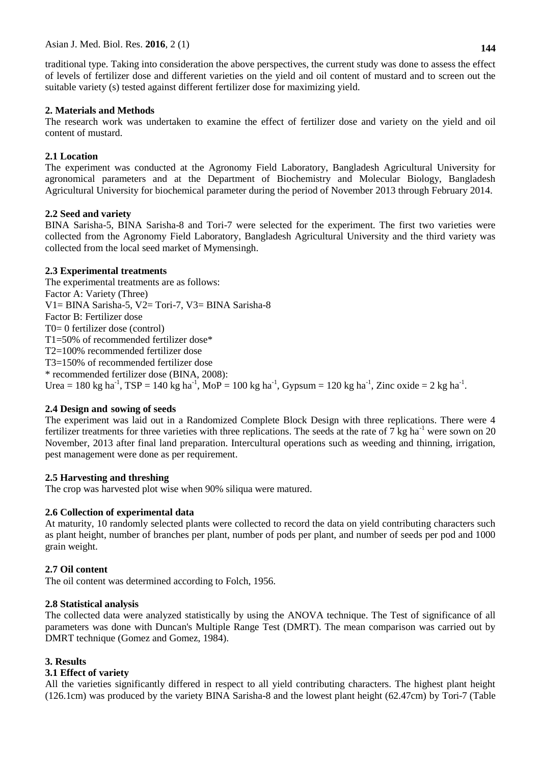traditional type. Taking into consideration the above perspectives, the current study was done to assess the effect of levels of fertilizer dose and different varieties on the yield and oil content of mustard and to screen out the suitable variety (s) tested against different fertilizer dose for maximizing yield.

## 2. Materials and Methods

The research work was undertaken to examine the effect of fertilizer dose and variety on the yield and oil content of mustard.

### 2.1 Location

The experiment was conducted at the Agronomy Field Laboratory, Bangladesh Agricultural University for agronomical parameters and at the Department of Biochemistry and Molecular Biology, Bangladesh Agricultural University for biochemical parameter during the period of November 2013 through February 2014.

### 2.2 Seed and variety

BINA Sarisha-5, BINA Sarisha-8 and Tori-7 were selected for the experiment. The first two varieties were collected from the Agronomy Field Laboratory, Bangladesh Agricultural University and the third variety was collected from the local seed market of Mymensingh.

### 2.3 Experimental treatments

The experimental treatments are as follows:
Factor A: Variety (Three)
V1= BINA Sarisha-5, V2= Tori-7, V3= BINA Sarisha-8
Factor B: Fertilizer dose
T0= 0 fertilizer dose (control)
T1=50% of recommended fertilizer dose*
T2=100% recommended fertilizer dose
T3=150% of recommended fertilizer dose
* recommended fertilizer dose (BINA, 2008):
Urea = 180 kg $ha^{-1}$, TSP = 140 kg $ha^{-1}$, MoP = 100 kg $ha^{-1}$, Gypsum = 120 kg $ha^{-1}$, Zinc oxide = 2 kg $ha^{-1}$.

### 2.4 Design and sowing of seeds

The experiment was laid out in a Randomized Complete Block Design with three replications. There were 4 fertilizer treatments for three varieties with three replications. The seeds at the rate of 7 kg $ha^{-1}$ were sown on 20 November, 2013 after final land preparation. Intercultural operations such as weeding and thinning, irrigation, pest management were done as per requirement.

### 2.5 Harvesting and threshing

The crop was harvested plot wise when 90% siliqua were matured.

### 2.6 Collection of experimental data

At maturity, 10 randomly selected plants were collected to record the data on yield contributing characters such as plant height, number of branches per plant, number of pods per plant, and number of seeds per pod and 1000 grain weight.

### 2.7 Oil content

The oil content was determined according to Folch, 1956.

### 2.8 Statistical analysis

The collected data were analyzed statistically by using the ANOVA technique. The Test of significance of all parameters was done with Duncan's Multiple Range Test (DMRT). The mean comparison was carried out by DMRT technique (Gomez and Gomez, 1984).

## 3. Results

### 3.1 Effect of variety

All the varieties significantly differed in respect to all yield contributing characters. The highest plant height (126.1cm) was produced by the variety BINA Sarisha-8 and the lowest plant height (62.47cm) by Tori-7 (Table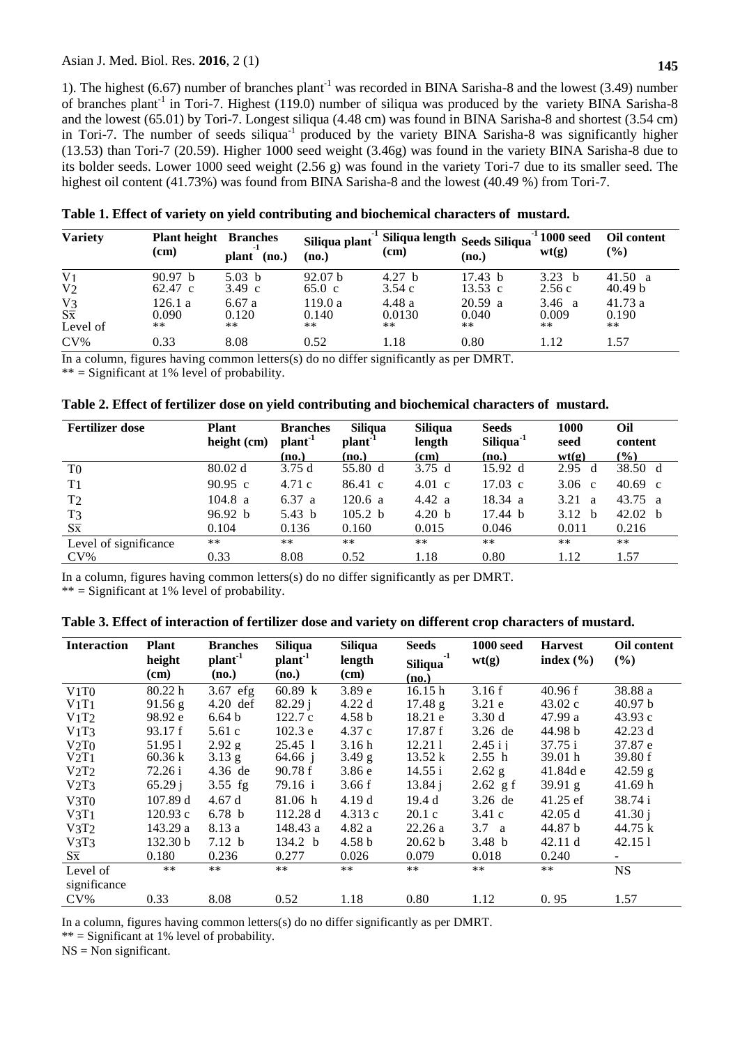1). The highest (6.67) number of branches plant$^{-1}$ was recorded in BINA Sarisha-8 and the lowest (3.49) number of branches plant$^{-1}$ in Tori-7. Highest (119.0) number of siliqua was produced by the variety BINA Sarisha-8 and the lowest (65.01) by Tori-7. Longest siliqua (4.48 cm) was found in BINA Sarisha-8 and shortest (3.54 cm) in Tori-7. The number of seeds siliqua$^{-1}$ produced by the variety BINA Sarisha-8 was significantly higher (13.53) than Tori-7 (20.59). Higher 1000 seed weight (3.46g) was found in the variety BINA Sarisha-8 due to its bolder seeds. Lower 1000 seed weight (2.56 g) was found in the variety Tori-7 due to its smaller seed. The highest oil content (41.73%) was found from BINA Sarisha-8 and the lowest (40.49 %) from Tori-7.

**Table 1. Effect of variety on yield contributing and biochemical characters of mustard.**

| Variety | Plant height (cm) | Branches plant$^{-1}$ (no.) | Siliqua plant$^{-1}$ (no.) | Siliqua length (cm) | Seeds Siliqua$^{-1}$ (no.) | 1000 seed wt(g) | Oil content (%) |
|---|---|---|---|---|---|---|---|
| $V_1$ | 90.97 b | 5.03 b | 92.07 b | 4.27 b | 17.43 b | 3.23 b | 41.50 a |
| $V_2$ | 62.47 c | 3.49 c | 65.0 c | 3.54 c | 13.53 c | 2.56 c | 40.49 b |
| $V_3$ | 126.1 a | 6.67 a | 119.0 a | 4.48 a | 20.59 a | 3.46 a | 41.73 a |
| $S\bar{x}$ | 0.090 | 0.120 | 0.140 | 0.0130 | 0.040 | 0.009 | 0.190 |
| Level of | ** | ** | ** | ** | ** | ** | ** |
| CV% | 0.33 | 8.08 | 0.52 | 1.18 | 0.80 | 1.12 | 1.57 |

In a column, figures having common letters(s) do no differ significantly as per DMRT.

** = Significant at 1% level of probability.

**Table 2. Effect of fertilizer dose on yield contributing and biochemical characters of mustard.**

| Fertilizer dose | Plant height (cm) | Branches plant$^{-1}$ (no.) | Siliqua plant$^{-1}$ (no.) | Siliqua length (cm) | Seeds Siliqua$^{-1}$ (no.) | 1000 seed wt(g) | Oil content (%) |
|---|---|---|---|---|---|---|---|
| $T_0$ | 80.02 d | 3.75 d | 55.80 d | 3.75 d | 15.92 d | 2.95 d | 38.50 d |
| $T_1$ | 90.95 c | 4.71 c | 86.41 c | 4.01 c | 17.03 c | 3.06 c | 40.69 c |
| $T_2$ | 104.8 a | 6.37 a | 120.6 a | 4.42 a | 18.34 a | 3.21 a | 43.75 a |
| $T_3$ | 96.92 b | 5.43 b | 105.2 b | 4.20 b | 17.44 b | 3.12 b | 42.02 b |
| $S\bar{x}$ | 0.104 | 0.136 | 0.160 | 0.015 | 0.046 | 0.011 | 0.216 |
| Level of significance | ** | ** | ** | ** | ** | ** | ** |
| CV% | 0.33 | 8.08 | 0.52 | 1.18 | 0.80 | 1.12 | 1.57 |

In a column, figures having common letters(s) do no differ significantly as per DMRT.

** = Significant at 1% level of probability.

**Table 3. Effect of interaction of fertilizer dose and variety on different crop characters of mustard.**

| Interaction | Plant height (cm) | Branches plant$^{-1}$ (no.) | Siliqua plant$^{-1}$ (no.) | Siliqua length (cm) | Seeds Siliqua$^{-1}$ (no.) | 1000 seed wt(g) | Harvest index (%) | Oil content (%) |
|---|---|---|---|---|---|---|---|---|
| $V_1T_0$ | 80.22 h | 3.67 efg | 60.89 k | 3.89 e | 16.15 h | 3.16 f | 40.96 f | 38.88 a |
| $V_1T_1$ | 91.56 g | 4.20 def | 82.29 j | 4.22 d | 17.48 g | 3.21 e | 43.02 c | 40.97 b |
| $V_1T_2$ | 98.92 e | 6.64 b | 122.7 c | 4.58 b | 18.21 e | 3.30 d | 47.99 a | 43.93 c |
| $V_1T_3$ | 93.17 f | 5.61 c | 102.3 e | 4.37 c | 17.87 f | 3.26 de | 44.98 b | 42.23 d |
| $V_2T_0$ | 51.95 l | 2.92 g | 25.45 l | 3.16 h | 12.21 l | 2.45 i j | 37.75 i | 37.87 e |
| $V_2T_1$ | 60.36 k | 3.13 g | 64.66 j | 3.49 g | 13.52 k | 2.55 h | 39.01 h | 39.80 f |
| $V_2T_2$ | 72.26 i | 4.36 de | 90.78 f | 3.86 e | 14.55 i | 2.62 g | 41.84d e | 42.59 g |
| $V_2T_3$ | 65.29 j | 3.55 fg | 79.16 i | 3.66 f | 13.84 j | 2.62 g f | 39.91 g | 41.69 h |
| $V_3T_0$ | 107.89 d | 4.67 d | 81.06 h | 4.19 d | 19.4 d | 3.26 de | 41.25 ef | 38.74 i |
| $V_3T_1$ | 120.93 c | 6.78 b | 112.28 d | 4.313 c | 20.1 c | 3.41 c | 42.05 d | 41.30 j |
| $V_3T_2$ | 143.29 a | 8.13 a | 148.43 a | 4.82 a | 22.26 a | 3.7 a | 44.87 b | 44.75 k |
| $V_3T_3$ | 132.30 b | 7.12 b | 134.2 b | 4.58 b | 20.62 b | 3.48 b | 42.11 d | 42.15 l |
| $S\bar{x}$ | 0.180 | 0.236 | 0.277 | 0.026 | 0.079 | 0.018 | 0.240 | - |
| Level of significance | ** | ** | ** | ** | ** | ** | ** | NS |
| CV% | 0.33 | 8.08 | 0.52 | 1.18 | 0.80 | 1.12 | 0. 95 | 1.57 |

In a column, figures having common letters(s) do no differ significantly as per DMRT.

** = Significant at 1% level of probability.

NS = Non significant.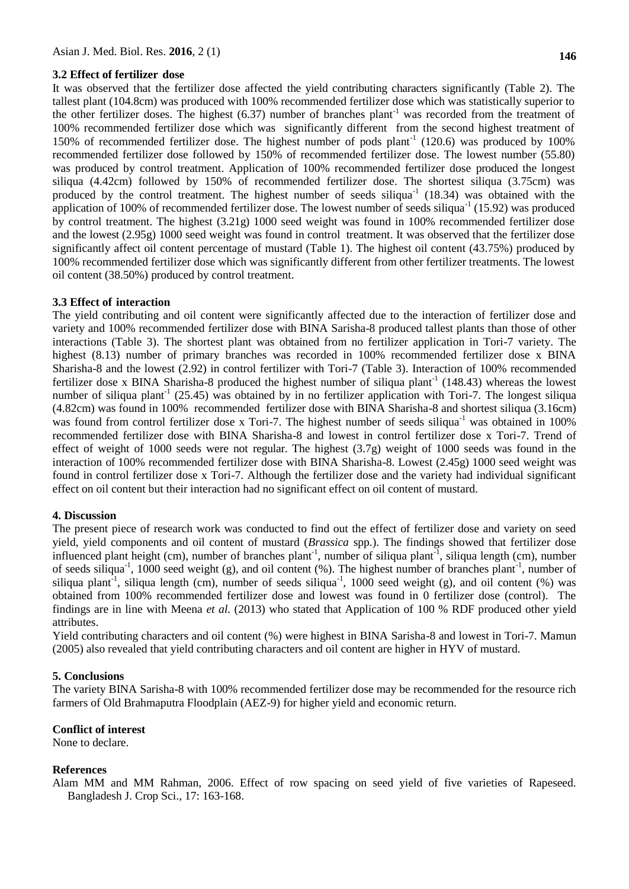### 3.2 Effect of fertilizer dose

It was observed that the fertilizer dose affected the yield contributing characters significantly (Table 2). The tallest plant (104.8cm) was produced with 100% recommended fertilizer dose which was statistically superior to the other fertilizer doses. The highest (6.37) number of branches plant$^{-1}$ was recorded from the treatment of 100% recommended fertilizer dose which was significantly different from the second highest treatment of 150% of recommended fertilizer dose. The highest number of pods plant$^{-1}$ (120.6) was produced by 100% recommended fertilizer dose followed by 150% of recommended fertilizer dose. The lowest number (55.80) was produced by control treatment. Application of 100% recommended fertilizer dose produced the longest siliqua (4.42cm) followed by 150% of recommended fertilizer dose. The shortest siliqua (3.75cm) was produced by the control treatment. The highest number of seeds siliqua$^{-1}$ (18.34) was obtained with the application of 100% of recommended fertilizer dose. The lowest number of seeds siliqua$^{-1}$ (15.92) was produced by control treatment. The highest (3.21g) 1000 seed weight was found in 100% recommended fertilizer dose and the lowest (2.95g) 1000 seed weight was found in control treatment. It was observed that the fertilizer dose significantly affect oil content percentage of mustard (Table 1). The highest oil content (43.75%) produced by 100% recommended fertilizer dose which was significantly different from other fertilizer treatments. The lowest oil content (38.50%) produced by control treatment.

### 3.3 Effect of interaction

The yield contributing and oil content were significantly affected due to the interaction of fertilizer dose and variety and 100% recommended fertilizer dose with BINA Sarisha-8 produced tallest plants than those of other interactions (Table 3). The shortest plant was obtained from no fertilizer application in Tori-7 variety. The highest (8.13) number of primary branches was recorded in 100% recommended fertilizer dose x BINA Sharisha-8 and the lowest (2.92) in control fertilizer with Tori-7 (Table 3). Interaction of 100% recommended fertilizer dose x BINA Sharisha-8 produced the highest number of siliqua plant$^{-1}$ (148.43) whereas the lowest number of siliqua plant$^{-1}$ (25.45) was obtained by in no fertilizer application with Tori-7. The longest siliqua (4.82cm) was found in 100% recommended fertilizer dose with BINA Sharisha-8 and shortest siliqua (3.16cm) was found from control fertilizer dose x Tori-7. The highest number of seeds siliqua$^{-1}$ was obtained in 100% recommended fertilizer dose with BINA Sharisha-8 and lowest in control fertilizer dose x Tori-7. Trend of effect of weight of 1000 seeds were not regular. The highest (3.7g) weight of 1000 seeds was found in the interaction of 100% recommended fertilizer dose with BINA Sharisha-8. Lowest (2.45g) 1000 seed weight was found in control fertilizer dose x Tori-7. Although the fertilizer dose and the variety had individual significant effect on oil content but their interaction had no significant effect on oil content of mustard.

## 4. Discussion

The present piece of research work was conducted to find out the effect of fertilizer dose and variety on seed yield, yield components and oil content of mustard (*Brassica* spp.). The findings showed that fertilizer dose influenced plant height (cm), number of branches plant$^{-1}$, number of siliqua plant$^{-1}$, siliqua length (cm), number of seeds siliqua$^{-1}$, 1000 seed weight (g), and oil content (%). The highest number of branches plant$^{-1}$, number of siliqua plant$^{-1}$, siliqua length (cm), number of seeds siliqua$^{-1}$, 1000 seed weight (g), and oil content (%) was obtained from 100% recommended fertilizer dose and lowest was found in 0 fertilizer dose (control). The findings are in line with Meena *et al.* (2013) who stated that Application of 100 % RDF produced other yield attributes.

Yield contributing characters and oil content (%) were highest in BINA Sarisha-8 and lowest in Tori-7. Mamun (2005) also revealed that yield contributing characters and oil content are higher in HYV of mustard.

## 5. Conclusions

The variety BINA Sarisha-8 with 100% recommended fertilizer dose may be recommended for the resource rich farmers of Old Brahmaputra Floodplain (AEZ-9) for higher yield and economic return.

## Conflict of interest

None to declare.

## References

Alam MM and MM Rahman, 2006. Effect of row spacing on seed yield of five varieties of Rapeseed. Bangladesh J. Crop Sci., 17: 163-168.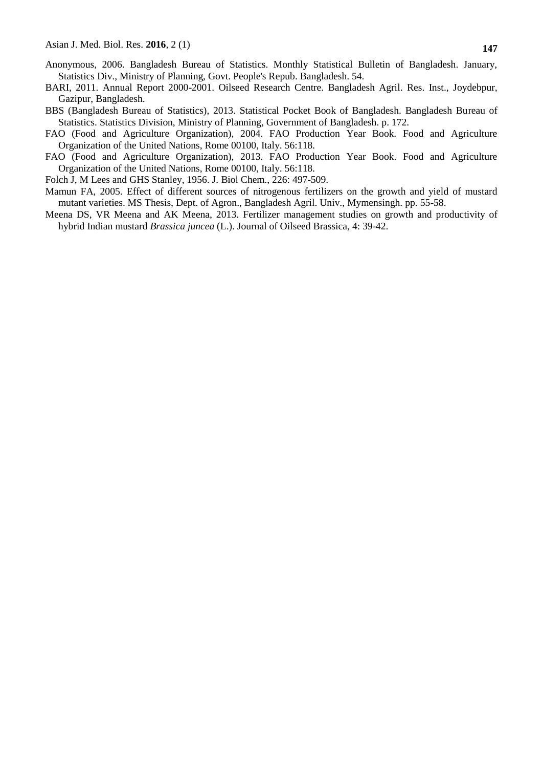Anonymous, 2006. Bangladesh Bureau of Statistics. Monthly Statistical Bulletin of Bangladesh. January, Statistics Div., Ministry of Planning, Govt. People's Repub. Bangladesh. 54.

BARI, 2011. Annual Report 2000-2001. Oilseed Research Centre. Bangladesh Agril. Res. Inst., Joydebpur, Gazipur, Bangladesh.

BBS (Bangladesh Bureau of Statistics), 2013. Statistical Pocket Book of Bangladesh. Bangladesh Bureau of Statistics. Statistics Division, Ministry of Planning, Government of Bangladesh. p. 172.

FAO (Food and Agriculture Organization), 2004. FAO Production Year Book. Food and Agriculture Organization of the United Nations, Rome 00100, Italy. 56:118.

FAO (Food and Agriculture Organization), 2013. FAO Production Year Book. Food and Agriculture Organization of the United Nations, Rome 00100, Italy. 56:118.

Folch J, M Lees and GHS Stanley, 1956. J. Biol Chem., 226: 497-509.

Mamun FA, 2005. Effect of different sources of nitrogenous fertilizers on the growth and yield of mustard mutant varieties. MS Thesis, Dept. of Agron., Bangladesh Agril. Univ., Mymensingh. pp. 55-58.

Meena DS, VR Meena and AK Meena, 2013. Fertilizer management studies on growth and productivity of hybrid Indian mustard *Brassica juncea* (L.). Journal of Oilseed Brassica, 4: 39-42.